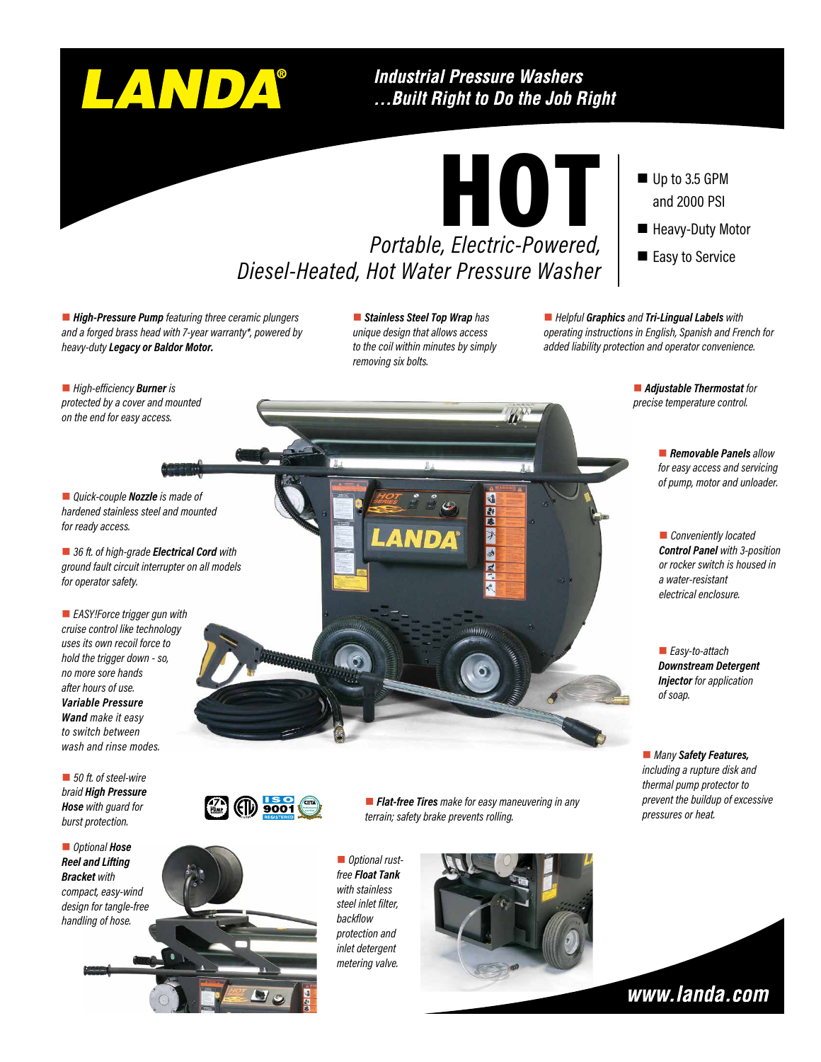# LANDA®

## Industrial Pressure Washers ...Built Right to Do the Job Right

# HOT

*Portable, Electric-Powered, Diesel-Heated, Hot Water Pressure Washer*

- Up to 3.5 GPM and 2000 PSI
- Heavy-Duty Motor
- Easy to Service

- ***High-Pressure Pump*** *featuring three ceramic plungers and a forged brass head with 7-year warranty\*, powered by heavy-duty* ***Legacy or Baldor Motor.***
- ***Stainless Steel Top Wrap*** *has unique design that allows access to the coil within minutes by simply removing six bolts.*
- *Helpful* ***Graphics*** *and* ***Tri-Lingual Labels*** *with operating instructions in English, Spanish and French for added liability protection and operator convenience.*
- *High-efficiency* ***Burner*** *is protected by a cover and mounted on the end for easy access.*
- ***Adjustable Thermostat*** *for precise temperature control.*
- ***Removable Panels*** *allow for easy access and servicing of pump, motor and unloader.*
- *Quick-couple* ***Nozzle*** *is made of hardened stainless steel and mounted for ready access.*
- *36 ft. of high-grade* ***Electrical Cord*** *with ground fault circuit interrupter on all models for operator safety.*
- *Conveniently located* ***Control Panel*** *with 3-position or rocker switch is housed in a water-resistant electrical enclosure.*
- *EASY!Force trigger gun with cruise control like technology uses its own recoil force to hold the trigger down - so, no more sore hands after hours of use.* ***Variable Pressure Wand*** *make it easy to switch between wash and rinse modes.*
- *Easy-to-attach* ***Downstream Detergent Injector*** *for application of soap.*
- *Many* ***Safety Features,*** *including a rupture disk and thermal pump protector to prevent the buildup of excessive pressures or heat.*
- *50 ft. of steel-wire braid* ***High Pressure Hose*** *with guard for burst protection.*
- ***Flat-free Tires*** *make for easy maneuvering in any terrain; safety brake prevents rolling.*
- *Optional* ***Hose Reel and Lifting Bracket*** *with compact, easy-wind design for tangle-free handling of hose.*
- *Optional rust-free* ***Float Tank*** *with stainless steel inlet filter, backflow protection and inlet detergent metering valve.*

ISO 9001 REGISTERED

www.landa.com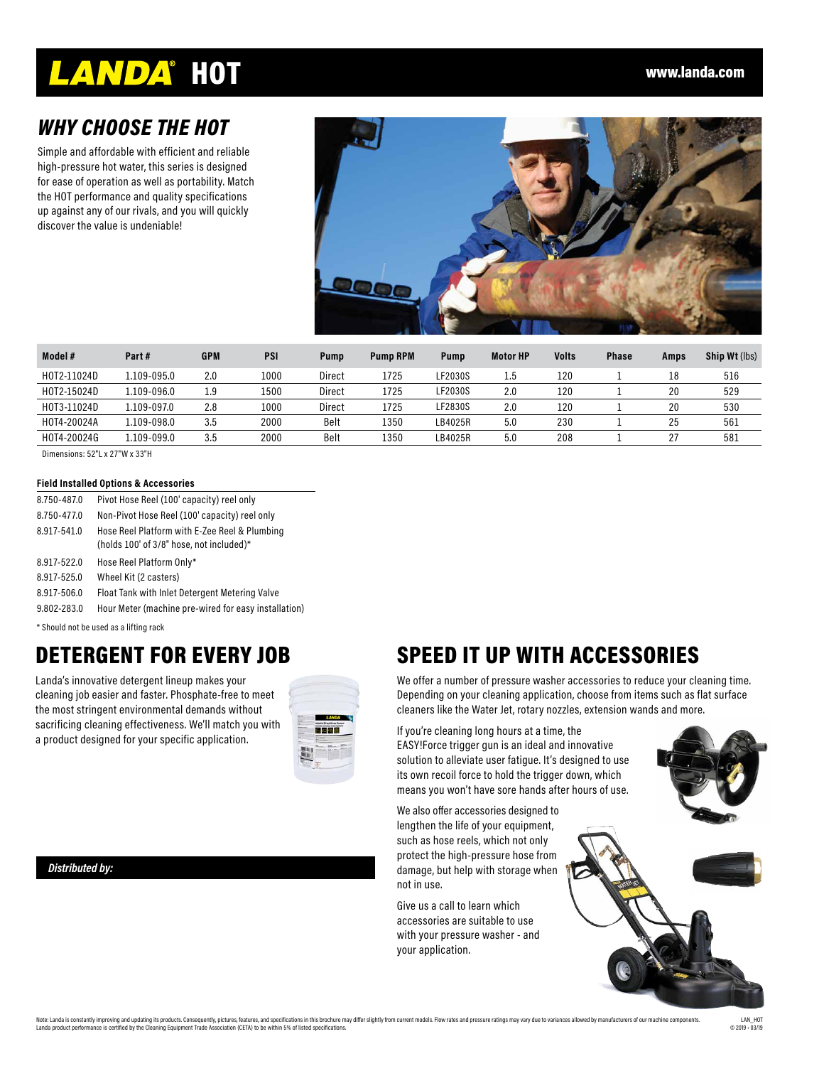# LANDA® HOT

www.landa.com

## WHY CHOOSE THE HOT

Simple and affordable with efficient and reliable high-pressure hot water, this series is designed for ease of operation as well as portability. Match the HOT performance and quality specifications up against any of our rivals, and you will quickly discover the value is undeniable!

| Model # | Part # | GPM | PSI | Pump | Pump RPM | Pump | Motor HP | Volts | Phase | Amps | Ship Wt (lbs) |
|---|---|---|---|---|---|---|---|---|---|---|---|
| HOT2-11024D | 1.109-095.0 | 2.0 | 1000 | Direct | 1725 | LF2030S | 1.5 | 120 | 1 | 18 | 516 |
| HOT2-15024D | 1.109-096.0 | 1.9 | 1500 | Direct | 1725 | LF2030S | 2.0 | 120 | 1 | 20 | 529 |
| HOT3-11024D | 1.109-097.0 | 2.8 | 1000 | Direct | 1725 | LF2830S | 2.0 | 120 | 1 | 20 | 530 |
| HOT4-20024A | 1.109-098.0 | 3.5 | 2000 | Belt | 1350 | LB4025R | 5.0 | 230 | 1 | 25 | 561 |
| HOT4-20024G | 1.109-099.0 | 3.5 | 2000 | Belt | 1350 | LB4025R | 5.0 | 208 | 1 | 27 | 581 |

Dimensions: 52"L x 27"W x 33"H

### Field Installed Options & Accessories

| | |
|---|---|
| 8.750-487.0 | Pivot Hose Reel (100' capacity) reel only |
| 8.750-477.0 | Non-Pivot Hose Reel (100' capacity) reel only |
| 8.917-541.0 | Hose Reel Platform with E-Zee Reel & Plumbing (holds 100' of 3/8" hose, not included)* |
| 8.917-522.0 | Hose Reel Platform Only* |
| 8.917-525.0 | Wheel Kit (2 casters) |
| 8.917-506.0 | Float Tank with Inlet Detergent Metering Valve |
| 9.802-283.0 | Hour Meter (machine pre-wired for easy installation) |

* Should not be used as a lifting rack

## DETERGENT FOR EVERY JOB

Landa's innovative detergent lineup makes your cleaning job easier and faster. Phosphate-free to meet the most stringent environmental demands without sacrificing cleaning effectiveness. We'll match you with a product designed for your specific application.

*Distributed by:*

## SPEED IT UP WITH ACCESSORIES

We offer a number of pressure washer accessories to reduce your cleaning time. Depending on your cleaning application, choose from items such as flat surface cleaners like the Water Jet, rotary nozzles, extension wands and more.

If you're cleaning long hours at a time, the EASY!Force trigger gun is an ideal and innovative solution to alleviate user fatigue. It's designed to use its own recoil force to hold the trigger down, which means you won't have sore hands after hours of use.

We also offer accessories designed to lengthen the life of your equipment, such as hose reels, which not only protect the high-pressure hose from damage, but help with storage when not in use.

Give us a call to learn which accessories are suitable to use with your pressure washer - and your application.

Note: Landa is constantly improving and updating its products. Consequently, pictures, features, and specifications in this brochure may differ slightly from current models. Flow rates and pressure ratings may vary due to variances allowed by manufacturers of our machine components. Landa product performance is certified by the Cleaning Equipment Trade Association (CETA) to be within 5% of listed specifications.

LAN_HOT
© 2019 - 03/19